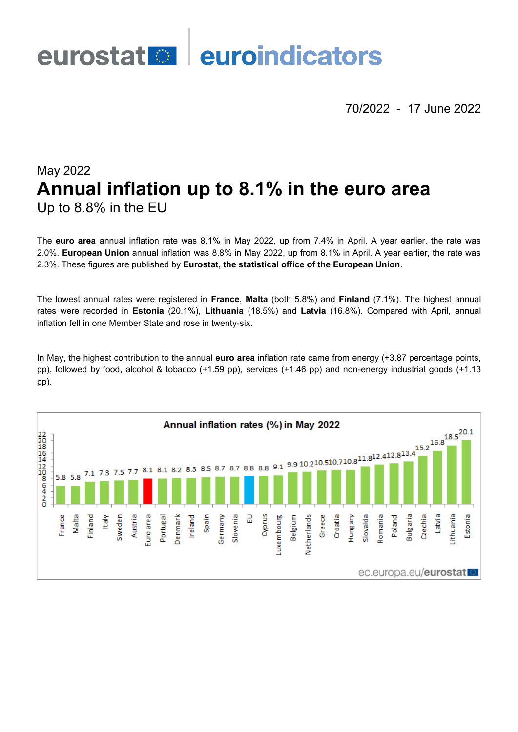eurostat | euroindicators

70/2022 - 17 June 2022

May 2022

# Annual inflation up to 8.1% in the euro area

## Up to 8.8% in the EU

The **euro area** annual inflation rate was 8.1% in May 2022, up from 7.4% in April. A year earlier, the rate was 2.0%. **European Union** annual inflation was 8.8% in May 2022, up from 8.1% in April. A year earlier, the rate was 2.3%. These figures are published by **Eurostat, the statistical office of the European Union**.

The lowest annual rates were registered in **France**, **Malta** (both 5.8%) and **Finland** (7.1%). The highest annual rates were recorded in **Estonia** (20.1%), **Lithuania** (18.5%) and **Latvia** (16.8%). Compared with April, annual inflation fell in one Member State and rose in twenty-six.

In May, the highest contribution to the annual **euro area** inflation rate came from energy (+3.87 percentage points, pp), followed by food, alcohol & tobacco (+1.59 pp), services (+1.46 pp) and non-energy industrial goods (+1.13 pp).

**Annual inflation rates (%) in May 2022**

| Country | Rate |
|---|---|
| France | 5.8 |
| Malta | 5.8 |
| Finland | 7.1 |
| Italy | 7.3 |
| Sweden | 7.5 |
| Austria | 7.7 |
| Euro area | 8.1 |
| Portugal | 8.1 |
| Denmark | 8.2 |
| Ireland | 8.3 |
| Spain | 8.5 |
| Germany | 8.7 |
| Slovenia | 8.7 |
| EU | 8.8 |
| Cyprus | 8.8 |
| Luxembourg | 9.1 |
| Belgium | 9.9 |
| Netherlands | 10.2 |
| Greece | 10.5 |
| Croatia | 10.7 |
| Hungary | 10.8 |
| Slovakia | 11.8 |
| Romania | 12.4 |
| Poland | 12.8 |
| Bulgaria | 13.4 |
| Czechia | 15.2 |
| Latvia | 16.8 |
| Lithuania | 18.5 |
| Estonia | 20.1 |

ec.europa.eu/eurostat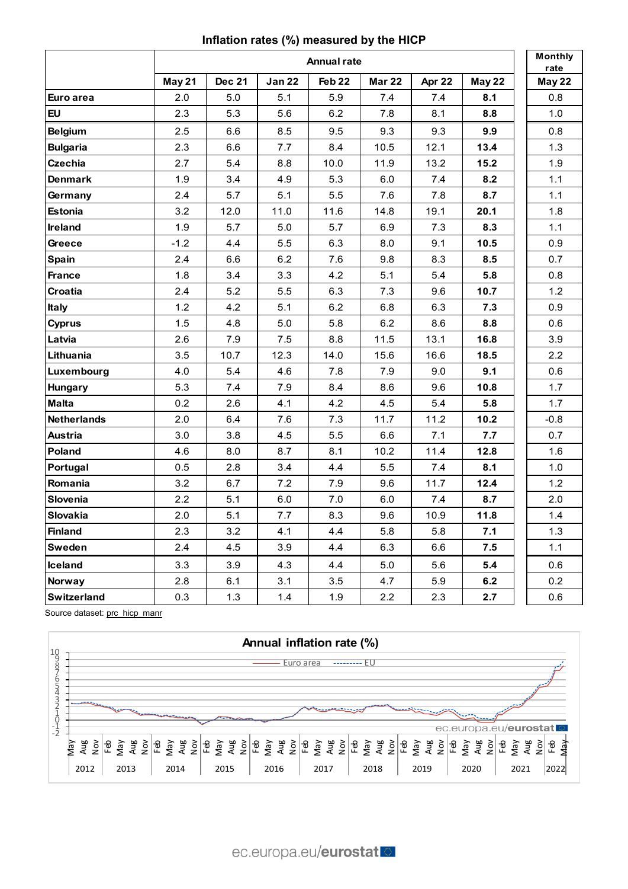## Inflation rates (%) measured by the HICP

| | Annual rate | | | | | | | Monthly rate |
|---|---|---|---|---|---|---|---|---|
| | May 21 | Dec 21 | Jan 22 | Feb 22 | Mar 22 | Apr 22 | May 22 | May 22 |
| **Euro area** | 2.0 | 5.0 | 5.1 | 5.9 | 7.4 | 7.4 | **8.1** | 0.8 |
| **EU** | 2.3 | 5.3 | 5.6 | 6.2 | 7.8 | 8.1 | **8.8** | 1.0 |
| **Belgium** | 2.5 | 6.6 | 8.5 | 9.5 | 9.3 | 9.3 | **9.9** | 0.8 |
| **Bulgaria** | 2.3 | 6.6 | 7.7 | 8.4 | 10.5 | 12.1 | **13.4** | 1.3 |
| **Czechia** | 2.7 | 5.4 | 8.8 | 10.0 | 11.9 | 13.2 | **15.2** | 1.9 |
| **Denmark** | 1.9 | 3.4 | 4.9 | 5.3 | 6.0 | 7.4 | **8.2** | 1.1 |
| **Germany** | 2.4 | 5.7 | 5.1 | 5.5 | 7.6 | 7.8 | **8.7** | 1.1 |
| **Estonia** | 3.2 | 12.0 | 11.0 | 11.6 | 14.8 | 19.1 | **20.1** | 1.8 |
| **Ireland** | 1.9 | 5.7 | 5.0 | 5.7 | 6.9 | 7.3 | **8.3** | 1.1 |
| **Greece** | -1.2 | 4.4 | 5.5 | 6.3 | 8.0 | 9.1 | **10.5** | 0.9 |
| **Spain** | 2.4 | 6.6 | 6.2 | 7.6 | 9.8 | 8.3 | **8.5** | 0.7 |
| **France** | 1.8 | 3.4 | 3.3 | 4.2 | 5.1 | 5.4 | **5.8** | 0.8 |
| **Croatia** | 2.4 | 5.2 | 5.5 | 6.3 | 7.3 | 9.6 | **10.7** | 1.2 |
| **Italy** | 1.2 | 4.2 | 5.1 | 6.2 | 6.8 | 6.3 | **7.3** | 0.9 |
| **Cyprus** | 1.5 | 4.8 | 5.0 | 5.8 | 6.2 | 8.6 | **8.8** | 0.6 |
| **Latvia** | 2.6 | 7.9 | 7.5 | 8.8 | 11.5 | 13.1 | **16.8** | 3.9 |
| **Lithuania** | 3.5 | 10.7 | 12.3 | 14.0 | 15.6 | 16.6 | **18.5** | 2.2 |
| **Luxembourg** | 4.0 | 5.4 | 4.6 | 7.8 | 7.9 | 9.0 | **9.1** | 0.6 |
| **Hungary** | 5.3 | 7.4 | 7.9 | 8.4 | 8.6 | 9.6 | **10.8** | 1.7 |
| **Malta** | 0.2 | 2.6 | 4.1 | 4.2 | 4.5 | 5.4 | **5.8** | 1.7 |
| **Netherlands** | 2.0 | 6.4 | 7.6 | 7.3 | 11.7 | 11.2 | **10.2** | -0.8 |
| **Austria** | 3.0 | 3.8 | 4.5 | 5.5 | 6.6 | 7.1 | **7.7** | 0.7 |
| **Poland** | 4.6 | 8.0 | 8.7 | 8.1 | 10.2 | 11.4 | **12.8** | 1.6 |
| **Portugal** | 0.5 | 2.8 | 3.4 | 4.4 | 5.5 | 7.4 | **8.1** | 1.0 |
| **Romania** | 3.2 | 6.7 | 7.2 | 7.9 | 9.6 | 11.7 | **12.4** | 1.2 |
| **Slovenia** | 2.2 | 5.1 | 6.0 | 7.0 | 6.0 | 7.4 | **8.7** | 2.0 |
| **Slovakia** | 2.0 | 5.1 | 7.7 | 8.3 | 9.6 | 10.9 | **11.8** | 1.4 |
| **Finland** | 2.3 | 3.2 | 4.1 | 4.4 | 5.8 | 5.8 | **7.1** | 1.3 |
| **Sweden** | 2.4 | 4.5 | 3.9 | 4.4 | 6.3 | 6.6 | **7.5** | 1.1 |
| **Iceland** | 3.3 | 3.9 | 4.3 | 4.4 | 5.0 | 5.6 | **5.4** | 0.6 |
| **Norway** | 2.8 | 6.1 | 3.1 | 3.5 | 4.7 | 5.9 | **6.2** | 0.2 |
| **Switzerland** | 0.3 | 1.3 | 1.4 | 1.9 | 2.2 | 2.3 | **2.7** | 0.6 |

Source dataset: prc_hicp_manr

**Annual inflation rate (%)**

Euro area ---------- EU

ec.europa.eu/eurostat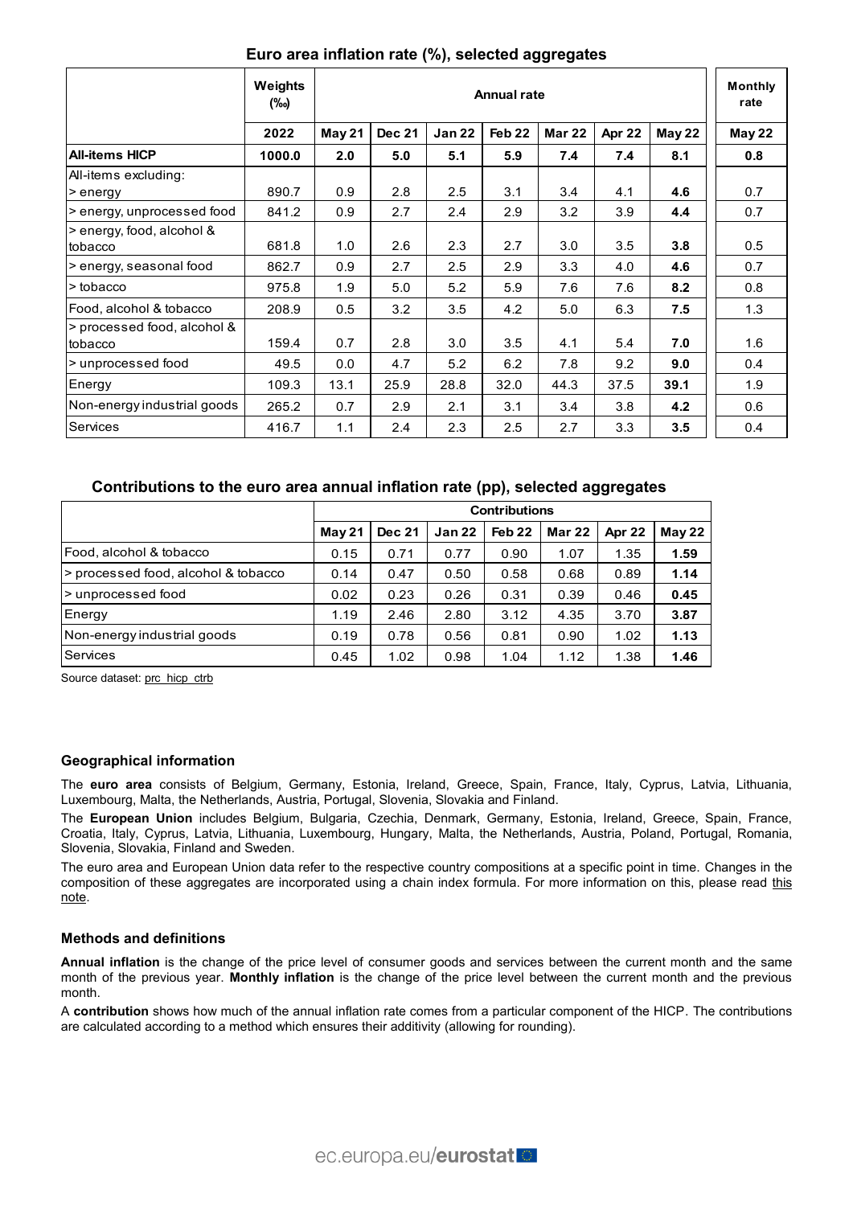## Euro area inflation rate (%), selected aggregates

| | Weights (‰) | Annual rate | | | | | | | Monthly rate |
|---|---|---|---|---|---|---|---|---|---|
| | 2022 | May 21 | Dec 21 | Jan 22 | Feb 22 | Mar 22 | Apr 22 | May 22 | May 22 |
| **All-items HICP** | **1000.0** | **2.0** | **5.0** | **5.1** | **5.9** | **7.4** | **7.4** | **8.1** | **0.8** |
| All-items excluding: > energy | 890.7 | 0.9 | 2.8 | 2.5 | 3.1 | 3.4 | 4.1 | **4.6** | 0.7 |
| > energy, unprocessed food | 841.2 | 0.9 | 2.7 | 2.4 | 2.9 | 3.2 | 3.9 | **4.4** | 0.7 |
| > energy, food, alcohol & tobacco | 681.8 | 1.0 | 2.6 | 2.3 | 2.7 | 3.0 | 3.5 | **3.8** | 0.5 |
| > energy, seasonal food | 862.7 | 0.9 | 2.7 | 2.5 | 2.9 | 3.3 | 4.0 | **4.6** | 0.7 |
| > tobacco | 975.8 | 1.9 | 5.0 | 5.2 | 5.9 | 7.6 | 7.6 | **8.2** | 0.8 |
| Food, alcohol & tobacco | 208.9 | 0.5 | 3.2 | 3.5 | 4.2 | 5.0 | 6.3 | **7.5** | 1.3 |
| > processed food, alcohol & tobacco | 159.4 | 0.7 | 2.8 | 3.0 | 3.5 | 4.1 | 5.4 | **7.0** | 1.6 |
| > unprocessed food | 49.5 | 0.0 | 4.7 | 5.2 | 6.2 | 7.8 | 9.2 | **9.0** | 0.4 |
| Energy | 109.3 | 13.1 | 25.9 | 28.8 | 32.0 | 44.3 | 37.5 | **39.1** | 1.9 |
| Non-energy industrial goods | 265.2 | 0.7 | 2.9 | 2.1 | 3.1 | 3.4 | 3.8 | **4.2** | 0.6 |
| Services | 416.7 | 1.1 | 2.4 | 2.3 | 2.5 | 2.7 | 3.3 | **3.5** | 0.4 |

## Contributions to the euro area annual inflation rate (pp), selected aggregates

| | Contributions | | | | | | |
|---|---|---|---|---|---|---|---|
| | May 21 | Dec 21 | Jan 22 | Feb 22 | Mar 22 | Apr 22 | May 22 |
| Food, alcohol & tobacco | 0.15 | 0.71 | 0.77 | 0.90 | 1.07 | 1.35 | **1.59** |
| > processed food, alcohol & tobacco | 0.14 | 0.47 | 0.50 | 0.58 | 0.68 | 0.89 | **1.14** |
| > unprocessed food | 0.02 | 0.23 | 0.26 | 0.31 | 0.39 | 0.46 | **0.45** |
| Energy | 1.19 | 2.46 | 2.80 | 3.12 | 4.35 | 3.70 | **3.87** |
| Non-energy industrial goods | 0.19 | 0.78 | 0.56 | 0.81 | 0.90 | 1.02 | **1.13** |
| Services | 0.45 | 1.02 | 0.98 | 1.04 | 1.12 | 1.38 | **1.46** |

Source dataset: prc_hicp_ctrb

### Geographical information

The **euro area** consists of Belgium, Germany, Estonia, Ireland, Greece, Spain, France, Italy, Cyprus, Latvia, Lithuania, Luxembourg, Malta, the Netherlands, Austria, Portugal, Slovenia, Slovakia and Finland.

The **European Union** includes Belgium, Bulgaria, Czechia, Denmark, Germany, Estonia, Ireland, Greece, Spain, France, Croatia, Italy, Cyprus, Latvia, Lithuania, Luxembourg, Hungary, Malta, the Netherlands, Austria, Poland, Portugal, Romania, Slovenia, Slovakia, Finland and Sweden.

The euro area and European Union data refer to the respective country compositions at a specific point in time. Changes in the composition of these aggregates are incorporated using a chain index formula. For more information on this, please read this note.

### Methods and definitions

**Annual inflation** is the change of the price level of consumer goods and services between the current month and the same month of the previous year. **Monthly inflation** is the change of the price level between the current month and the previous month.

A **contribution** shows how much of the annual inflation rate comes from a particular component of the HICP. The contributions are calculated according to a method which ensures their additivity (allowing for rounding).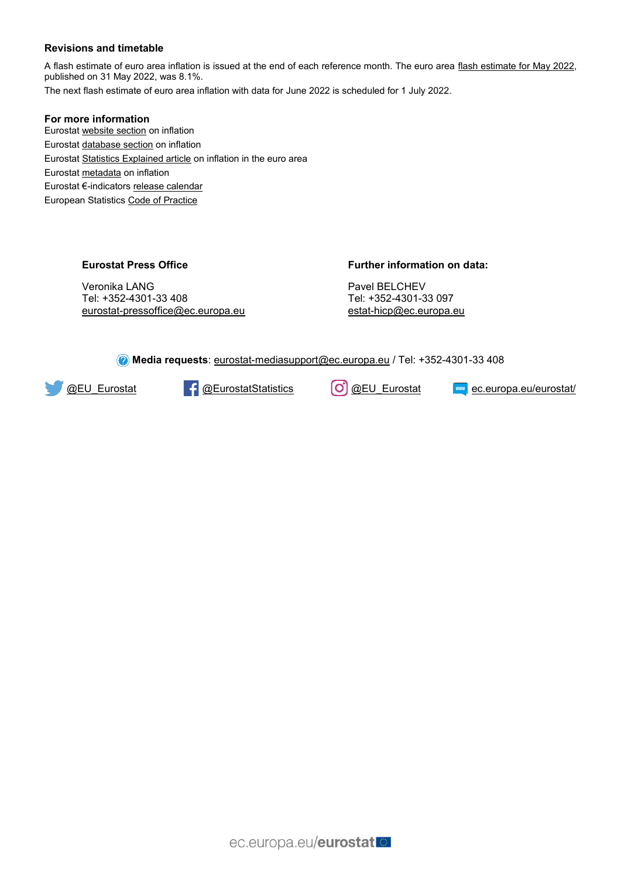## Revisions and timetable

A flash estimate of euro area inflation is issued at the end of each reference month. The euro area flash estimate for May 2022, published on 31 May 2022, was 8.1%.

The next flash estimate of euro area inflation with data for June 2022 is scheduled for 1 July 2022.

## For more information

Eurostat website section on inflation
Eurostat database section on inflation
Eurostat Statistics Explained article on inflation in the euro area
Eurostat metadata on inflation
Eurostat €-indicators release calendar
European Statistics Code of Practice

**Eurostat Press Office**

Veronika LANG
Tel: +352-4301-33 408
eurostat-pressoffice@ec.europa.eu

**Further information on data:**

Pavel BELCHEV
Tel: +352-4301-33 097
estat-hicp@ec.europa.eu

**Media requests**: eurostat-mediasupport@ec.europa.eu / Tel: +352-4301-33 408

@EU_Eurostat    @EurostatStatistics    @EU_Eurostat    ec.europa.eu/eurostat/